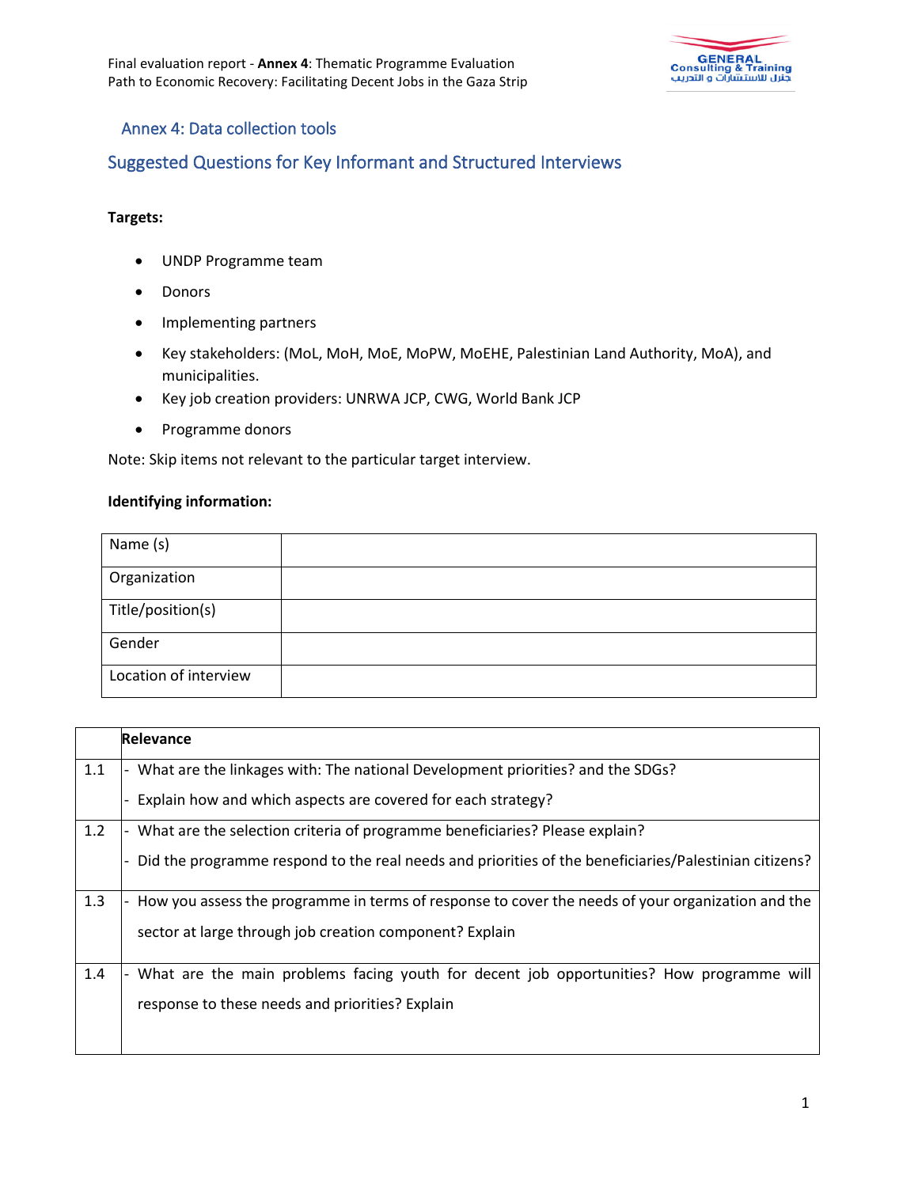## Annex 4: Data collection tools

## Suggested Questions for Key Informant and Structured Interviews

**Targets:**

- UNDP Programme team
- Donors
- Implementing partners
- Key stakeholders: (MoL, MoH, MoE, MoPW, MoEHE, Palestinian Land Authority, MoA), and municipalities.
- Key job creation providers: UNRWA JCP, CWG, World Bank JCP
- Programme donors

Note: Skip items not relevant to the particular target interview.

**Identifying information:**

| Name (s) | |
|---|---|
| Organization | |
| Title/position(s) | |
| Gender | |
| Location of interview | |

| | **Relevance** |
|---|---|
| 1.1 | - What are the linkages with: The national Development priorities? and the SDGs?<br>- Explain how and which aspects are covered for each strategy? |
| 1.2 | - What are the selection criteria of programme beneficiaries? Please explain?<br>- Did the programme respond to the real needs and priorities of the beneficiaries/Palestinian citizens? |
| 1.3 | - How you assess the programme in terms of response to cover the needs of your organization and the sector at large through job creation component? Explain |
| 1.4 | - What are the main problems facing youth for decent job opportunities? How programme will response to these needs and priorities? Explain |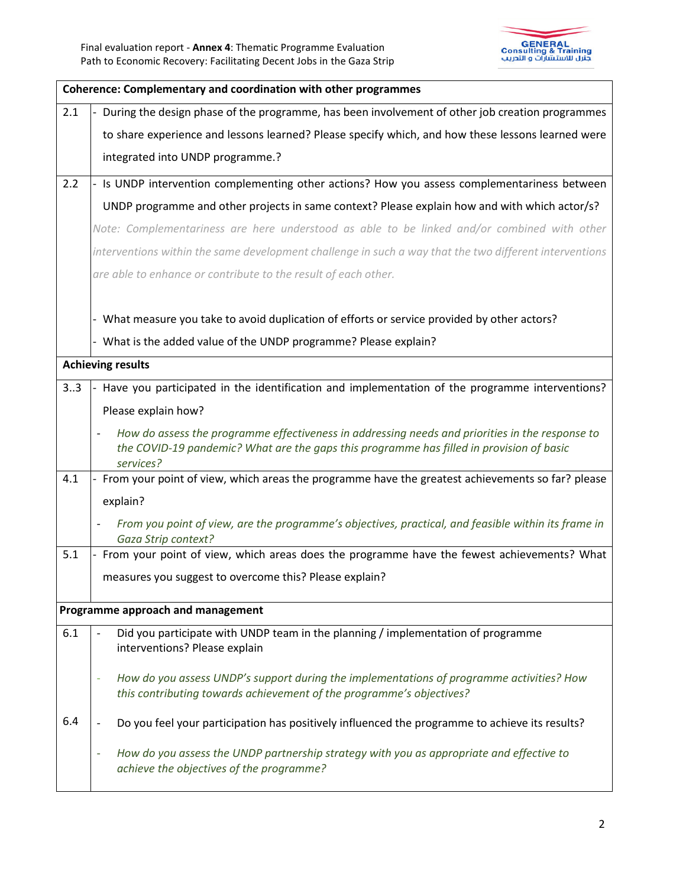| Coherence: Complementary and coordination with other programmes | |
|---|---|
| 2.1 | - During the design phase of the programme, has been involvement of other job creation programmes to share experience and lessons learned? Please specify which, and how these lessons learned were integrated into UNDP programme.? |
| 2.2 | - Is UNDP intervention complementing other actions? How you assess complementariness between UNDP programme and other projects in same context? Please explain how and with which actor/s? *Note: Complementariness are here understood as able to be linked and/or combined with other interventions within the same development challenge in such a way that the two different interventions are able to enhance or contribute to the result of each other.* - What measure you take to avoid duplication of efforts or service provided by other actors? - What is the added value of the UNDP programme? Please explain? |
| **Achieving results** | |
| 3..3 | - Have you participated in the identification and implementation of the programme interventions? Please explain how? - *How do assess the programme effectiveness in addressing needs and priorities in the response to the COVID-19 pandemic? What are the gaps this programme has filled in provision of basic services?* |
| 4.1 | - From your point of view, which areas the programme have the greatest achievements so far? please explain? - *From you point of view, are the programme's objectives, practical, and feasible within its frame in Gaza Strip context?* |
| 5.1 | - From your point of view, which areas does the programme have the fewest achievements? What measures you suggest to overcome this? Please explain? |
| **Programme approach and management** | |
| 6.1 | - Did you participate with UNDP team in the planning / implementation of programme interventions? Please explain - *How do you assess UNDP's support during the implementations of programme activities? How this contributing towards achievement of the programme's objectives?* |
| 6.4 | - Do you feel your participation has positively influenced the programme to achieve its results? - *How do you assess the UNDP partnership strategy with you as appropriate and effective to achieve the objectives of the programme?* |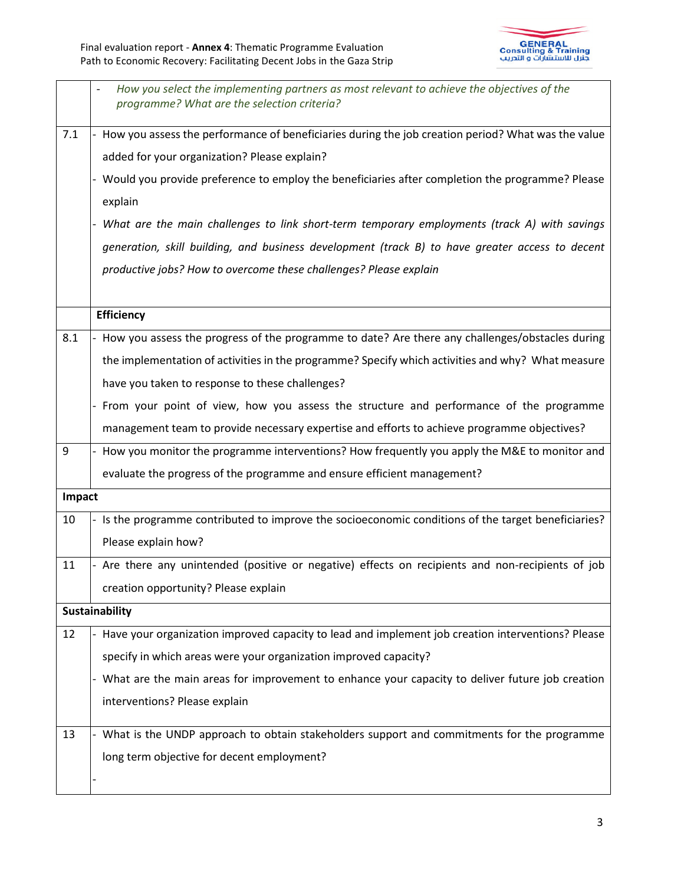| | |
|---|---|
| | - *How you select the implementing partners as most relevant to achieve the objectives of the programme? What are the selection criteria?* |
| 7.1 | - How you assess the performance of beneficiaries during the job creation period? What was the value added for your organization? Please explain?<br>- Would you provide preference to employ the beneficiaries after completion the programme? Please explain<br>- *What are the main challenges to link short-term temporary employments (track A) with savings generation, skill building, and business development (track B) to have greater access to decent productive jobs? How to overcome these challenges? Please explain* |
| | **Efficiency** |
| 8.1 | - How you assess the progress of the programme to date? Are there any challenges/obstacles during the implementation of activities in the programme? Specify which activities and why? What measure have you taken to response to these challenges?<br>- From your point of view, how you assess the structure and performance of the programme management team to provide necessary expertise and efforts to achieve programme objectives? |
| 9 | - How you monitor the programme interventions? How frequently you apply the M&E to monitor and evaluate the progress of the programme and ensure efficient management? |
| **Impact** | |
| 10 | - Is the programme contributed to improve the socioeconomic conditions of the target beneficiaries? Please explain how? |
| 11 | - Are there any unintended (positive or negative) effects on recipients and non-recipients of job creation opportunity? Please explain |
| **Sustainability** | |
| 12 | - Have your organization improved capacity to lead and implement job creation interventions? Please specify in which areas were your organization improved capacity?<br>- What are the main areas for improvement to enhance your capacity to deliver future job creation interventions? Please explain |
| 13 | - What is the UNDP approach to obtain stakeholders support and commitments for the programme long term objective for decent employment?<br>- |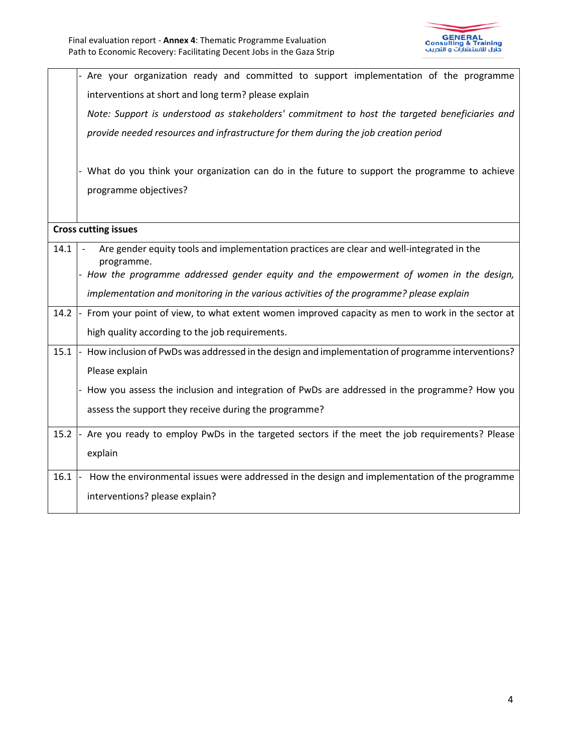| | |
|---|---|
| | - Are your organization ready and committed to support implementation of the programme interventions at short and long term? please explain<br>*Note: Support is understood as stakeholders' commitment to host the targeted beneficiaries and provide needed resources and infrastructure for them during the job creation period*<br><br>- What do you think your organization can do in the future to support the programme to achieve programme objectives? |
| **Cross cutting issues** | |
| 14.1 | - Are gender equity tools and implementation practices are clear and well-integrated in the programme.<br>- *How the programme addressed gender equity and the empowerment of women in the design, implementation and monitoring in the various activities of the programme? please explain* |
| 14.2 | - From your point of view, to what extent women improved capacity as men to work in the sector at high quality according to the job requirements. |
| 15.1 | - How inclusion of PwDs was addressed in the design and implementation of programme interventions? Please explain<br>- How you assess the inclusion and integration of PwDs are addressed in the programme? How you assess the support they receive during the programme? |
| 15.2 | - Are you ready to employ PwDs in the targeted sectors if the meet the job requirements? Please explain |
| 16.1 | - How the environmental issues were addressed in the design and implementation of the programme interventions? please explain? |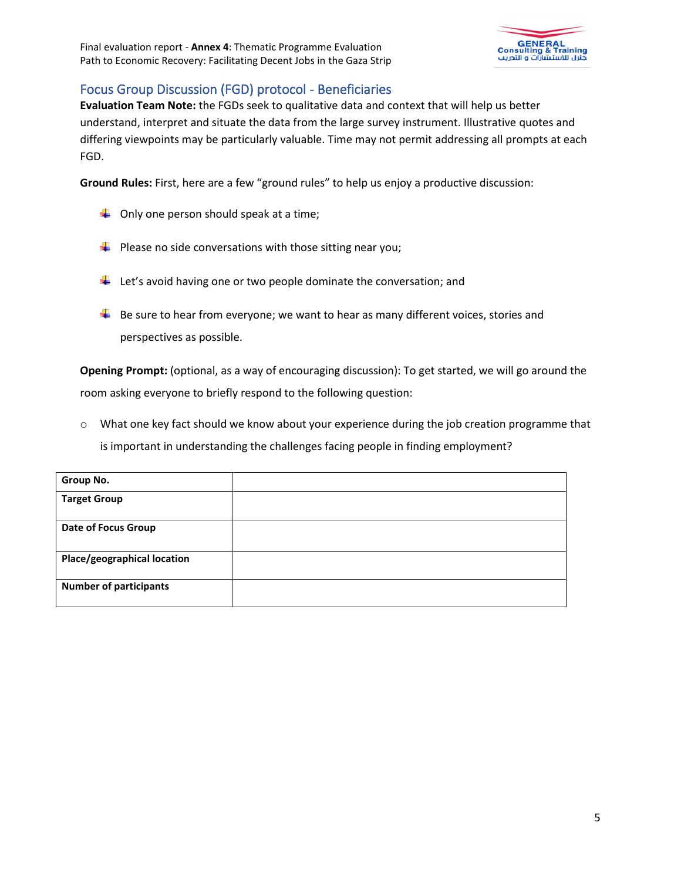## Focus Group Discussion (FGD) protocol - Beneficiaries

**Evaluation Team Note:** the FGDs seek to qualitative data and context that will help us better understand, interpret and situate the data from the large survey instrument. Illustrative quotes and differing viewpoints may be particularly valuable. Time may not permit addressing all prompts at each FGD.

**Ground Rules:** First, here are a few "ground rules" to help us enjoy a productive discussion:

- Only one person should speak at a time;
- Please no side conversations with those sitting near you;
- Let's avoid having one or two people dominate the conversation; and
- Be sure to hear from everyone; we want to hear as many different voices, stories and perspectives as possible.

**Opening Prompt:** (optional, as a way of encouraging discussion): To get started, we will go around the room asking everyone to briefly respond to the following question:

- What one key fact should we know about your experience during the job creation programme that is important in understanding the challenges facing people in finding employment?

| **Group No.** | |
|---|---|
| **Target Group** | |
| **Date of Focus Group** | |
| **Place/geographical location** | |
| **Number of participants** | |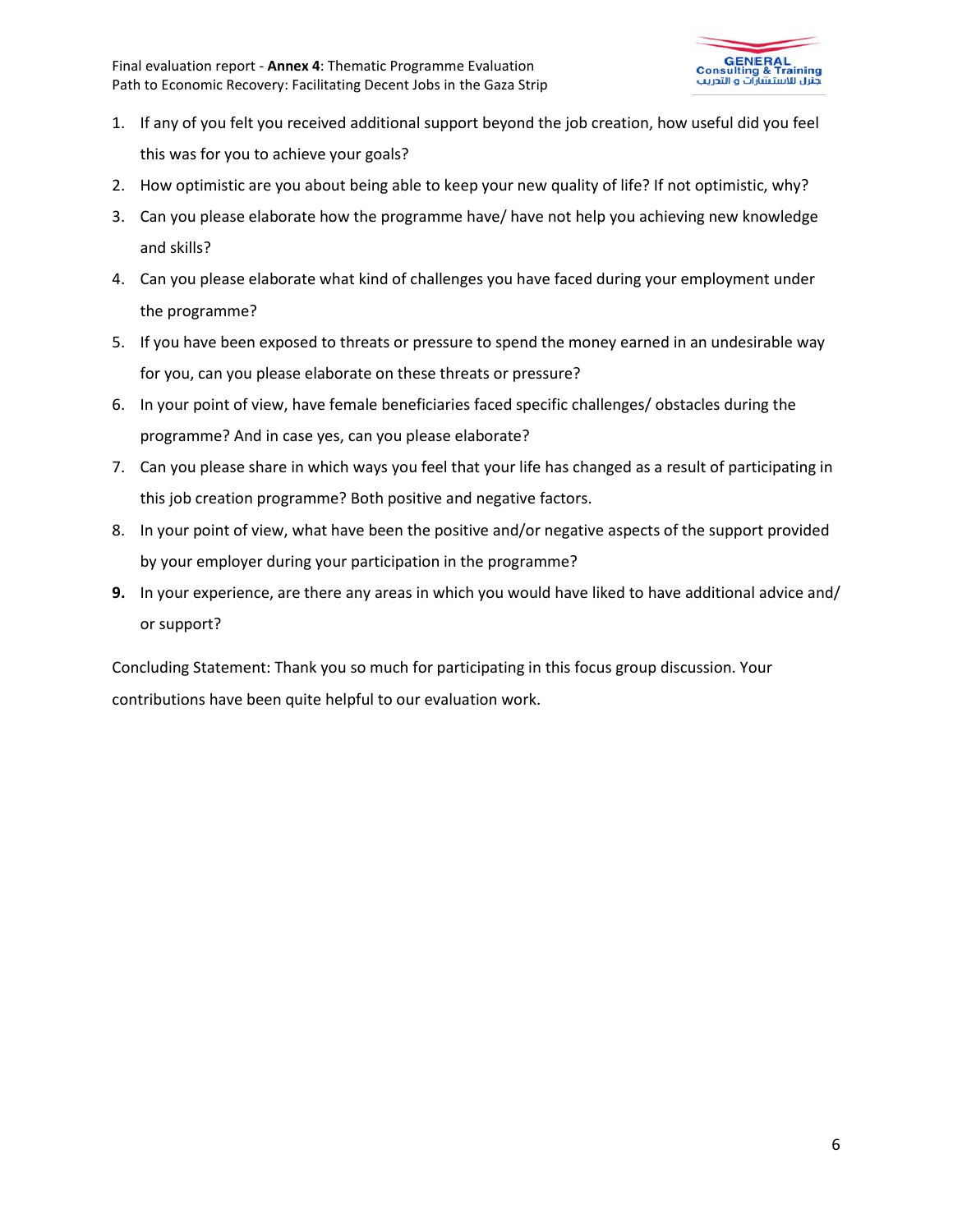1. If any of you felt you received additional support beyond the job creation, how useful did you feel this was for you to achieve your goals?
2. How optimistic are you about being able to keep your new quality of life? If not optimistic, why?
3. Can you please elaborate how the programme have/ have not help you achieving new knowledge and skills?
4. Can you please elaborate what kind of challenges you have faced during your employment under the programme?
5. If you have been exposed to threats or pressure to spend the money earned in an undesirable way for you, can you please elaborate on these threats or pressure?
6. In your point of view, have female beneficiaries faced specific challenges/ obstacles during the programme? And in case yes, can you please elaborate?
7. Can you please share in which ways you feel that your life has changed as a result of participating in this job creation programme? Both positive and negative factors.
8. In your point of view, what have been the positive and/or negative aspects of the support provided by your employer during your participation in the programme?
9. In your experience, are there any areas in which you would have liked to have additional advice and/ or support?

Concluding Statement: Thank you so much for participating in this focus group discussion. Your contributions have been quite helpful to our evaluation work.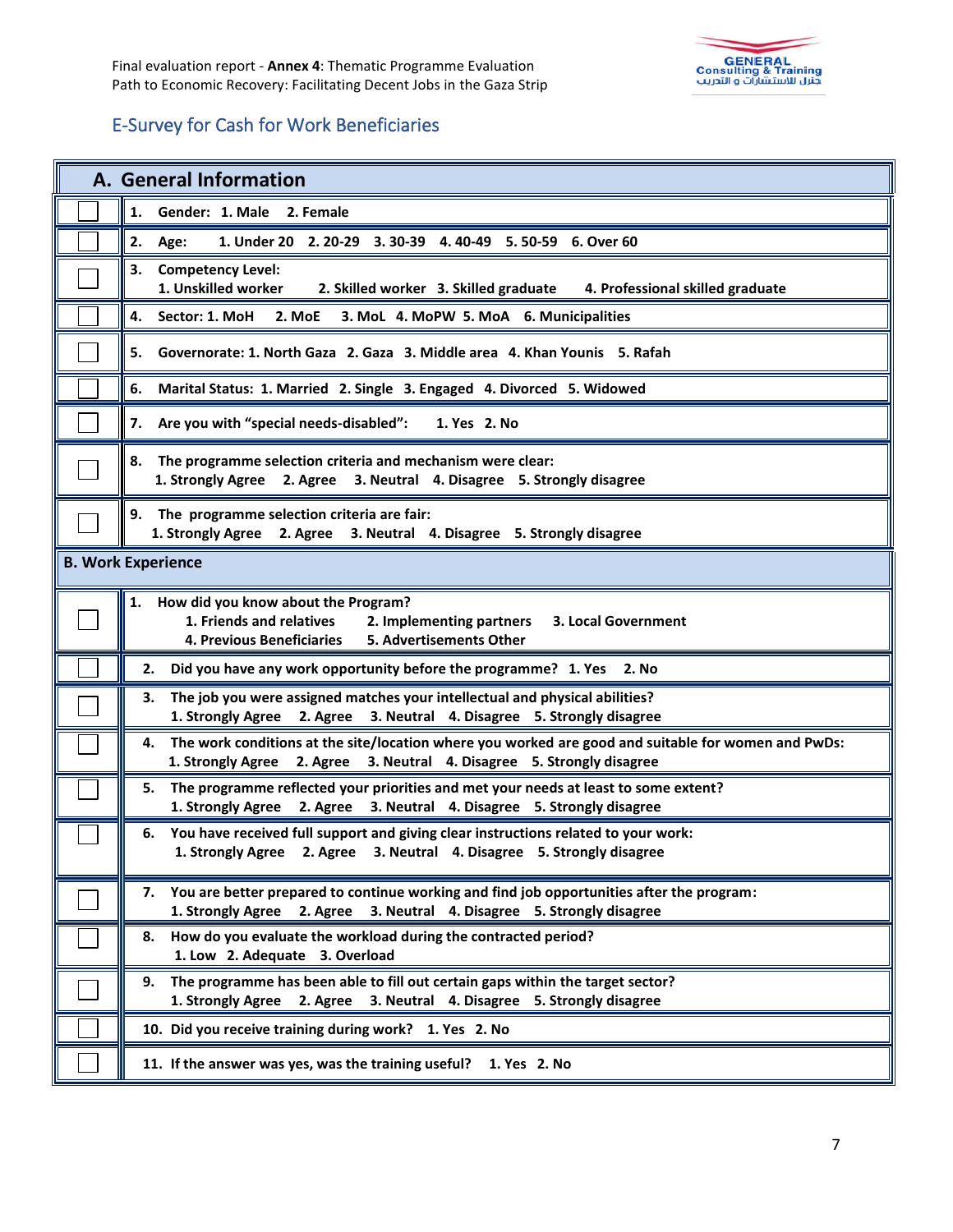## E-Survey for Cash for Work Beneficiaries

| | A. General Information |
|---|---|
| ☐ | 1. Gender: 1. Male 2. Female |
| ☐ | 2. Age: 1. Under 20 2. 20-29 3. 30-39 4. 40-49 5. 50-59 6. Over 60 |
| ☐ | 3. Competency Level: 1. Unskilled worker 2. Skilled worker 3. Skilled graduate 4. Professional skilled graduate |
| ☐ | 4. Sector: 1. MoH 2. MoE 3. MoL 4. MoPW 5. MoA 6. Municipalities |
| ☐ | 5. Governorate: 1. North Gaza 2. Gaza 3. Middle area 4. Khan Younis 5. Rafah |
| ☐ | 6. Marital Status: 1. Married 2. Single 3. Engaged 4. Divorced 5. Widowed |
| ☐ | 7. Are you with "special needs-disabled": 1. Yes 2. No |
| ☐ | 8. The programme selection criteria and mechanism were clear: 1. Strongly Agree 2. Agree 3. Neutral 4. Disagree 5. Strongly disagree |
| ☐ | 9. The programme selection criteria are fair: 1. Strongly Agree 2. Agree 3. Neutral 4. Disagree 5. Strongly disagree |
| | **B. Work Experience** |
| ☐ | 1. How did you know about the Program? 1. Friends and relatives 2. Implementing partners 3. Local Government 4. Previous Beneficiaries 5. Advertisements Other |
| ☐ | 2. Did you have any work opportunity before the programme? 1. Yes 2. No |
| ☐ | 3. The job you were assigned matches your intellectual and physical abilities? 1. Strongly Agree 2. Agree 3. Neutral 4. Disagree 5. Strongly disagree |
| ☐ | 4. The work conditions at the site/location where you worked are good and suitable for women and PwDs: 1. Strongly Agree 2. Agree 3. Neutral 4. Disagree 5. Strongly disagree |
| ☐ | 5. The programme reflected your priorities and met your needs at least to some extent? 1. Strongly Agree 2. Agree 3. Neutral 4. Disagree 5. Strongly disagree |
| ☐ | 6. You have received full support and giving clear instructions related to your work: 1. Strongly Agree 2. Agree 3. Neutral 4. Disagree 5. Strongly disagree |
| ☐ | 7. You are better prepared to continue working and find job opportunities after the program: 1. Strongly Agree 2. Agree 3. Neutral 4. Disagree 5. Strongly disagree |
| ☐ | 8. How do you evaluate the workload during the contracted period? 1. Low 2. Adequate 3. Overload |
| ☐ | 9. The programme has been able to fill out certain gaps within the target sector? 1. Strongly Agree 2. Agree 3. Neutral 4. Disagree 5. Strongly disagree |
| ☐ | 10. Did you receive training during work? 1. Yes 2. No |
| ☐ | 11. If the answer was yes, was the training useful? 1. Yes 2. No |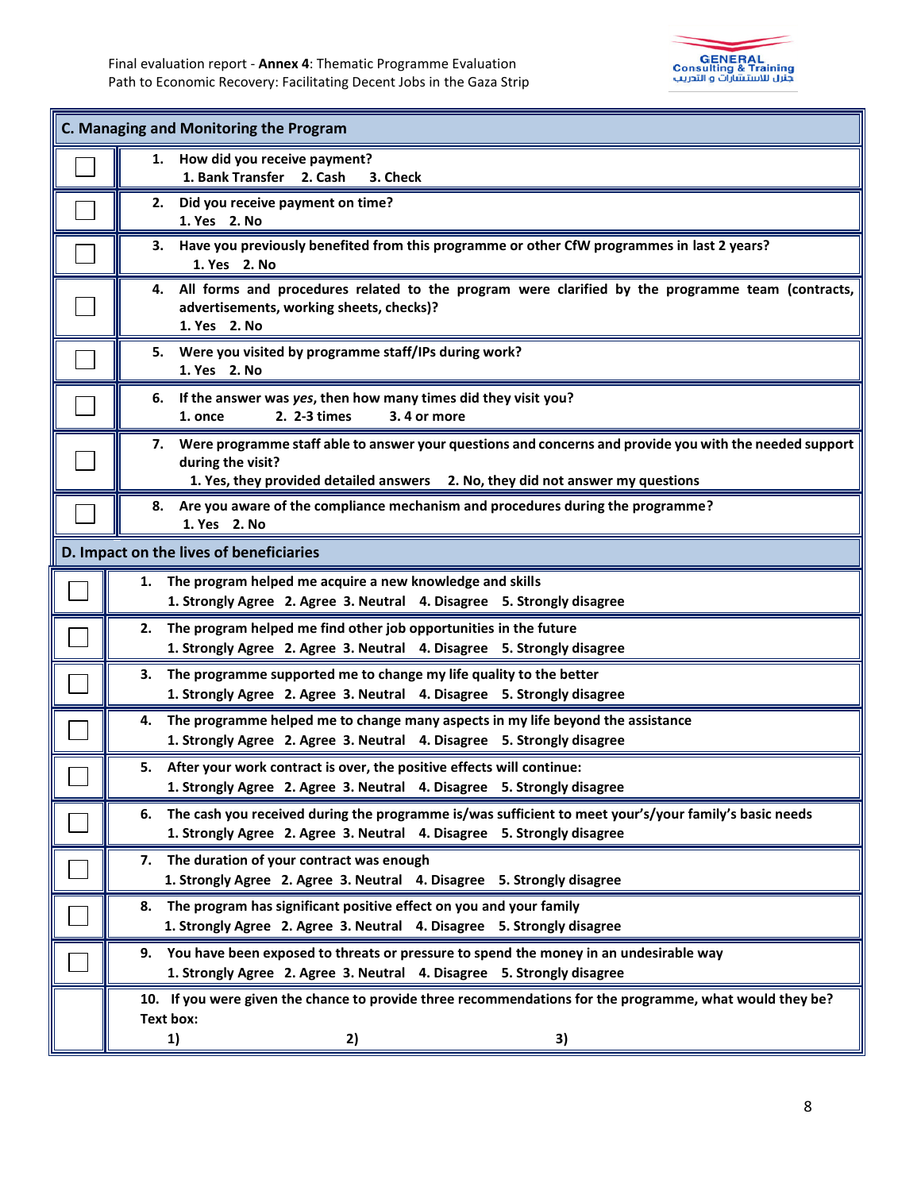| | |
|---|---|
| **C. Managing and Monitoring the Program** | |
| ☐ | **1. How did you receive payment?**<br>**1. Bank Transfer 2. Cash 3. Check** |
| ☐ | **2. Did you receive payment on time?**<br>**1. Yes 2. No** |
| ☐ | **3. Have you previously benefited from this programme or other CfW programmes in last 2 years?**<br>**1. Yes 2. No** |
| ☐ | **4. All forms and procedures related to the program were clarified by the programme team (contracts, advertisements, working sheets, checks)?**<br>**1. Yes 2. No** |
| ☐ | **5. Were you visited by programme staff/IPs during work?**<br>**1. Yes 2. No** |
| ☐ | **6. If the answer was *yes*, then how many times did they visit you?**<br>**1. once 2. 2-3 times 3. 4 or more** |
| ☐ | **7. Were programme staff able to answer your questions and concerns and provide you with the needed support during the visit?**<br>**1. Yes, they provided detailed answers 2. No, they did not answer my questions** |
| ☐ | **8. Are you aware of the compliance mechanism and procedures during the programme?**<br>**1. Yes 2. No** |
| **D. Impact on the lives of beneficiaries** | |
| ☐ | **1. The program helped me acquire a new knowledge and skills**<br>**1. Strongly Agree 2. Agree 3. Neutral 4. Disagree 5. Strongly disagree** |
| ☐ | **2. The program helped me find other job opportunities in the future**<br>**1. Strongly Agree 2. Agree 3. Neutral 4. Disagree 5. Strongly disagree** |
| ☐ | **3. The programme supported me to change my life quality to the better**<br>**1. Strongly Agree 2. Agree 3. Neutral 4. Disagree 5. Strongly disagree** |
| ☐ | **4. The programme helped me to change many aspects in my life beyond the assistance**<br>**1. Strongly Agree 2. Agree 3. Neutral 4. Disagree 5. Strongly disagree** |
| ☐ | **5. After your work contract is over, the positive effects will continue:**<br>**1. Strongly Agree 2. Agree 3. Neutral 4. Disagree 5. Strongly disagree** |
| ☐ | **6. The cash you received during the programme is/was sufficient to meet your's/your family's basic needs**<br>**1. Strongly Agree 2. Agree 3. Neutral 4. Disagree 5. Strongly disagree** |
| ☐ | **7. The duration of your contract was enough**<br>**1. Strongly Agree 2. Agree 3. Neutral 4. Disagree 5. Strongly disagree** |
| ☐ | **8. The program has significant positive effect on you and your family**<br>**1. Strongly Agree 2. Agree 3. Neutral 4. Disagree 5. Strongly disagree** |
| ☐ | **9. You have been exposed to threats or pressure to spend the money in an undesirable way**<br>**1. Strongly Agree 2. Agree 3. Neutral 4. Disagree 5. Strongly disagree** |
| | **10. If you were given the chance to provide three recommendations for the programme, what would they be?**<br>**Text box:**<br>**1) 2) 3)** |